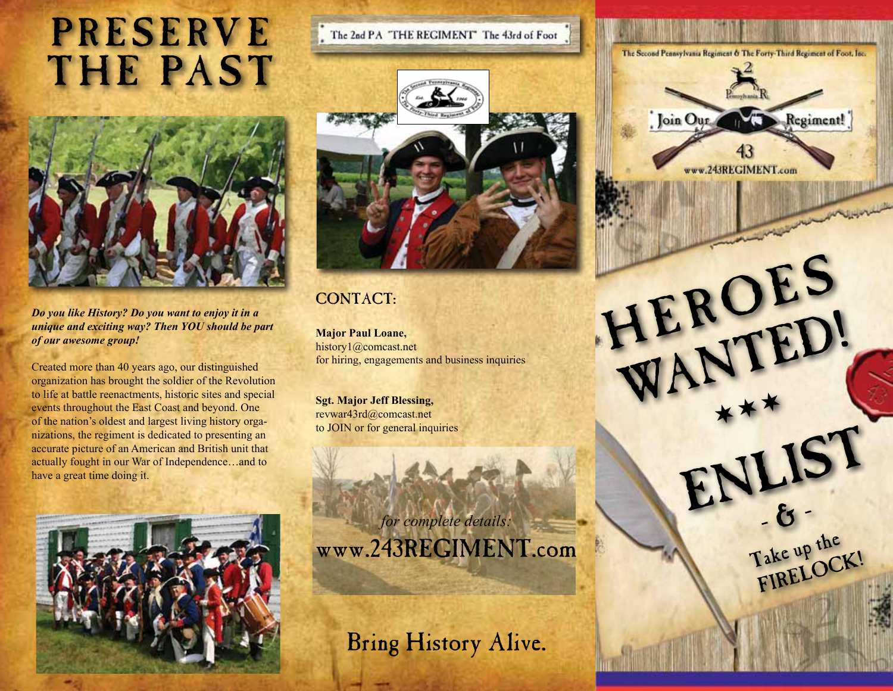# PRESERVE THE PAST

***Do you like History? Do you want to enjoy it in a unique and exciting way? Then YOU should be part of our awesome group!***

Created more than 40 years ago, our distinguished organization has brought the soldier of the Revolution to life at battle reenactments, historic sites and special events throughout the East Coast and beyond. One of the nation's oldest and largest living history organizations, the regiment is dedicated to presenting an accurate picture of an American and British unit that actually fought in our War of Independence…and to have a great time doing it.

The 2nd PA "THE REGIMENT" The 43rd of Foot

## CONTACT:

**Major Paul Loane,**
history1@comcast.net
for hiring, engagements and business inquiries

**Sgt. Major Jeff Blessing,**
revwar43rd@comcast.net
to JOIN or for general inquiries

*for complete details:*
www.243REGIMENT.com

Bring History Alive.

The Second Pennsylvania Regiment & The Forty-Third Regiment of Foot, Inc.

Join Our Regiment!

www.243REGIMENT.com

# HEROES WANTED!

★★★

# ENLIST

- & -

Take up the FIRELOCK!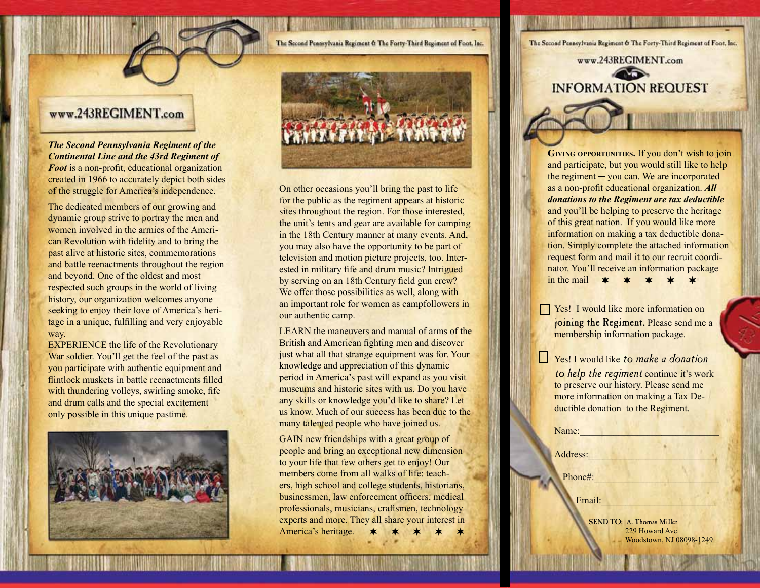## www.243REGIMENT.com

***The Second Pennsylvania Regiment of the Continental Line and the 43rd Regiment of Foot*** is a non-profit, educational organization created in 1966 to accurately depict both sides of the struggle for America's independence.

The dedicated members of our growing and dynamic group strive to portray the men and women involved in the armies of the American Revolution with fidelity and to bring the past alive at historic sites, commemorations and battle reenactments throughout the region and beyond. One of the oldest and most respected such groups in the world of living history, our organization welcomes anyone seeking to enjoy their love of America's heritage in a unique, fulfilling and very enjoyable way.

EXPERIENCE the life of the Revolutionary War soldier. You'll get the feel of the past as you participate with authentic equipment and flintlock muskets in battle reenactments filled with thundering volleys, swirling smoke, fife and drum calls and the special excitement only possible in this unique pastime.

On other occasions you'll bring the past to life for the public as the regiment appears at historic sites throughout the region. For those interested, the unit's tents and gear are available for camping in the 18th Century manner at many events. And, you may also have the opportunity to be part of television and motion picture projects, too. Interested in military fife and drum music? Intrigued by serving on an 18th Century field gun crew? We offer those possibilities as well, along with an important role for women as campfollowers in our authentic camp.

LEARN the maneuvers and manual of arms of the British and American fighting men and discover just what all that strange equipment was for. Your knowledge and appreciation of this dynamic period in America's past will expand as you visit museums and historic sites with us. Do you have any skills or knowledge you'd like to share? Let us know. Much of our success has been due to the many talented people who have joined us.

GAIN new friendships with a great group of people and bring an exceptional new dimension to your life that few others get to enjoy! Our members come from all walks of life: teachers, high school and college students, historians, businessmen, law enforcement officers, medical professionals, musicians, craftsmen, technology experts and more. They all share your interest in America's heritage. ✶ ✶ ✶ ✶ ✶

The Second Pennsylvania Regiment & The Forty-Third Regiment of Foot, Inc.

www.243REGIMENT.com

# INFORMATION REQUEST

**Giving opportunities.** If you don't wish to join and participate, but you would still like to help the regiment — you can. We are incorporated as a non-profit educational organization. ***All donations to the Regiment are tax deductible*** and you'll be helping to preserve the heritage of this great nation. If you would like more information on making a tax deductible donation. Simply complete the attached information request form and mail it to our recruit coordinator. You'll receive an information package in the mail ✶ ✶ ✶ ✶ ✶

☐ Yes! I would like more information on *joining the Regiment.* Please send me a membership information package.

☐ Yes! I would like *to make a donation to help the regiment* continue it's work to preserve our history. Please send me more information on making a Tax Deductible donation to the Regiment.

Name:\_\_\_\_\_\_\_\_\_\_\_\_\_\_\_\_\_\_\_\_\_\_\_\_\_\_\_\_

Address:\_\_\_\_\_\_\_\_\_\_\_\_\_\_\_\_\_\_\_\_\_\_\_\_\_\_

Phone#:\_\_\_\_\_\_\_\_\_\_\_\_\_\_\_\_\_\_\_\_\_\_\_\_\_\_

Email:\_\_\_\_\_\_\_\_\_\_\_\_\_\_\_\_\_\_\_\_\_\_\_\_\_\_\_

SEND TO: A. Thomas Miller
229 Howard Ave.
Woodstown, NJ 08098-1249